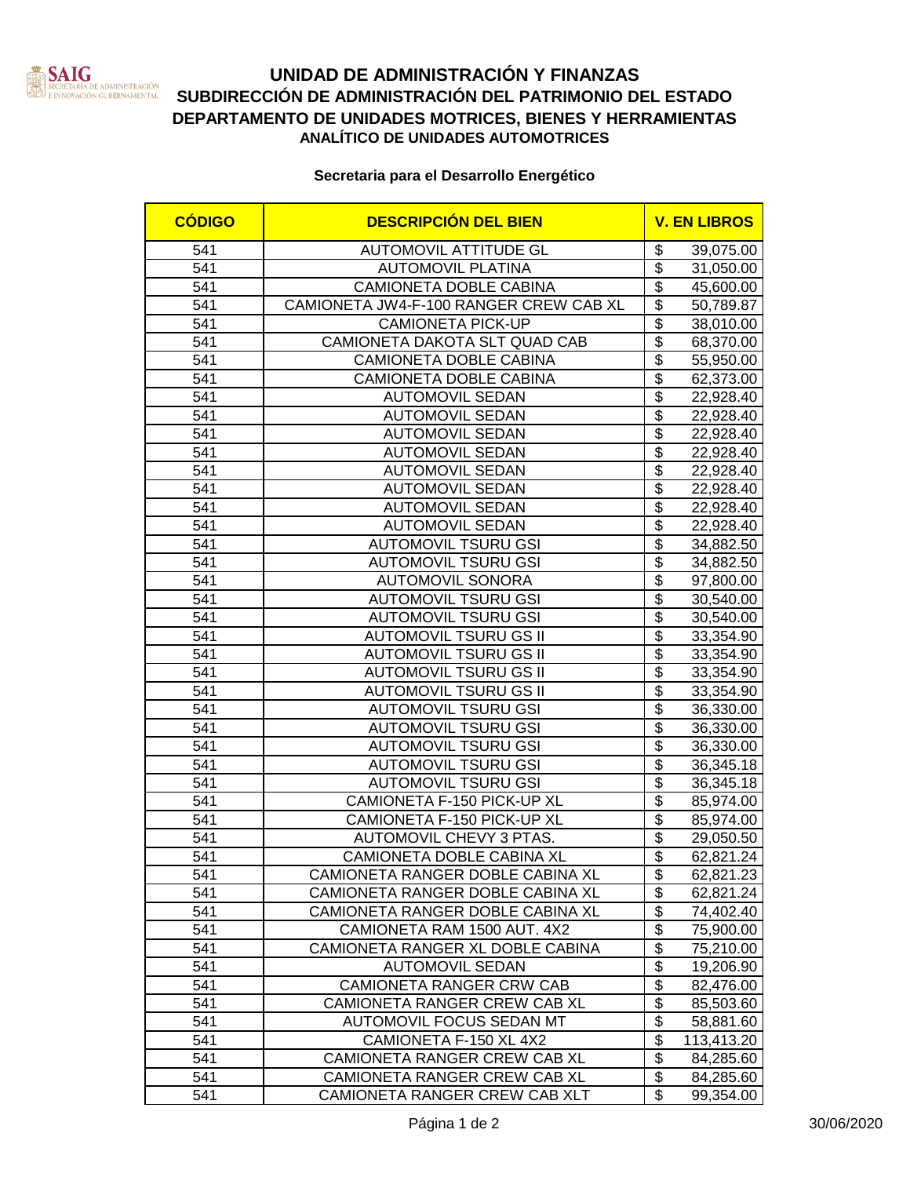SAIG
SECRETARÍA DE ADMINISTRACIÓN E INNOVACIÓN GUBERNAMENTAL

# UNIDAD DE ADMINISTRACIÓN Y FINANZAS
## SUBDIRECCIÓN DE ADMINISTRACIÓN DEL PATRIMONIO DEL ESTADO
## DEPARTAMENTO DE UNIDADES MOTRICES, BIENES Y HERRAMIENTAS
### ANALÍTICO DE UNIDADES AUTOMOTRICES

**Secretaria para el Desarrollo Energético**

| CÓDIGO | DESCRIPCIÓN DEL BIEN | V. EN LIBROS |
|---|---|---|
| 541 | AUTOMOVIL ATTITUDE GL | $ 39,075.00 |
| 541 | AUTOMOVIL PLATINA | $ 31,050.00 |
| 541 | CAMIONETA DOBLE CABINA | $ 45,600.00 |
| 541 | CAMIONETA JW4-F-100 RANGER CREW CAB XL | $ 50,789.87 |
| 541 | CAMIONETA PICK-UP | $ 38,010.00 |
| 541 | CAMIONETA DAKOTA SLT QUAD CAB | $ 68,370.00 |
| 541 | CAMIONETA DOBLE CABINA | $ 55,950.00 |
| 541 | CAMIONETA DOBLE CABINA | $ 62,373.00 |
| 541 | AUTOMOVIL SEDAN | $ 22,928.40 |
| 541 | AUTOMOVIL SEDAN | $ 22,928.40 |
| 541 | AUTOMOVIL SEDAN | $ 22,928.40 |
| 541 | AUTOMOVIL SEDAN | $ 22,928.40 |
| 541 | AUTOMOVIL SEDAN | $ 22,928.40 |
| 541 | AUTOMOVIL SEDAN | $ 22,928.40 |
| 541 | AUTOMOVIL SEDAN | $ 22,928.40 |
| 541 | AUTOMOVIL SEDAN | $ 22,928.40 |
| 541 | AUTOMOVIL TSURU GSI | $ 34,882.50 |
| 541 | AUTOMOVIL TSURU GSI | $ 34,882.50 |
| 541 | AUTOMOVIL SONORA | $ 97,800.00 |
| 541 | AUTOMOVIL TSURU GSI | $ 30,540.00 |
| 541 | AUTOMOVIL TSURU GSI | $ 30,540.00 |
| 541 | AUTOMOVIL TSURU GS II | $ 33,354.90 |
| 541 | AUTOMOVIL TSURU GS II | $ 33,354.90 |
| 541 | AUTOMOVIL TSURU GS II | $ 33,354.90 |
| 541 | AUTOMOVIL TSURU GS II | $ 33,354.90 |
| 541 | AUTOMOVIL TSURU GSI | $ 36,330.00 |
| 541 | AUTOMOVIL TSURU GSI | $ 36,330.00 |
| 541 | AUTOMOVIL TSURU GSI | $ 36,330.00 |
| 541 | AUTOMOVIL TSURU GSI | $ 36,345.18 |
| 541 | AUTOMOVIL TSURU GSI | $ 36,345.18 |
| 541 | CAMIONETA F-150 PICK-UP XL | $ 85,974.00 |
| 541 | CAMIONETA F-150 PICK-UP XL | $ 85,974.00 |
| 541 | AUTOMOVIL CHEVY 3 PTAS. | $ 29,050.50 |
| 541 | CAMIONETA DOBLE CABINA XL | $ 62,821.24 |
| 541 | CAMIONETA RANGER DOBLE CABINA XL | $ 62,821.23 |
| 541 | CAMIONETA RANGER DOBLE CABINA XL | $ 62,821.24 |
| 541 | CAMIONETA RANGER DOBLE CABINA XL | $ 74,402.40 |
| 541 | CAMIONETA RAM 1500 AUT. 4X2 | $ 75,900.00 |
| 541 | CAMIONETA RANGER XL DOBLE CABINA | $ 75,210.00 |
| 541 | AUTOMOVIL SEDAN | $ 19,206.90 |
| 541 | CAMIONETA RANGER CRW CAB | $ 82,476.00 |
| 541 | CAMIONETA RANGER CREW CAB XL | $ 85,503.60 |
| 541 | AUTOMOVIL FOCUS SEDAN MT | $ 58,881.60 |
| 541 | CAMIONETA F-150 XL 4X2 | $ 113,413.20 |
| 541 | CAMIONETA RANGER CREW CAB XL | $ 84,285.60 |
| 541 | CAMIONETA RANGER CREW CAB XL | $ 84,285.60 |
| 541 | CAMIONETA RANGER CREW CAB XLT | $ 99,354.00 |

30/06/2020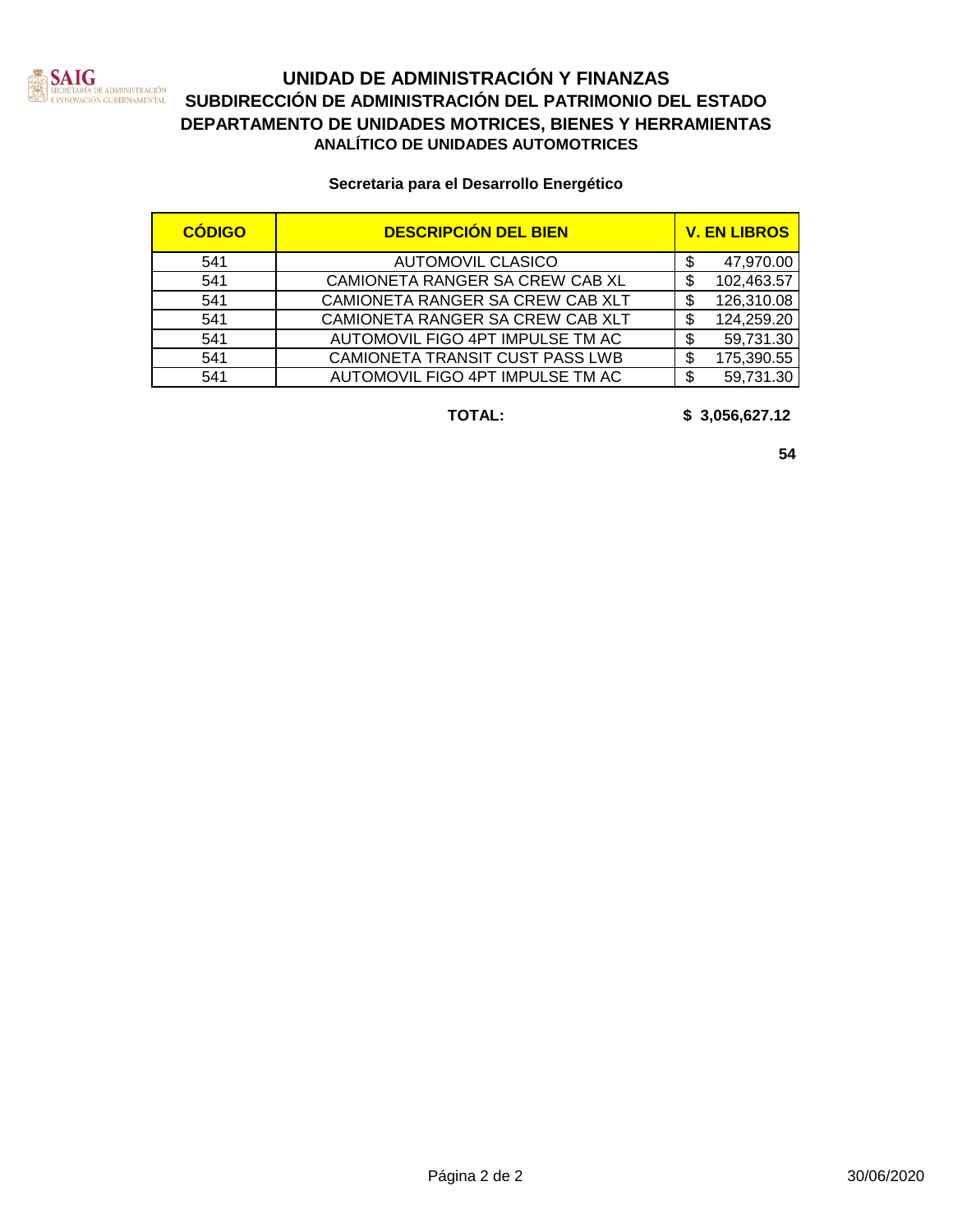# UNIDAD DE ADMINISTRACIÓN Y FINANZAS
## SUBDIRECCIÓN DE ADMINISTRACIÓN DEL PATRIMONIO DEL ESTADO
## DEPARTAMENTO DE UNIDADES MOTRICES, BIENES Y HERRAMIENTAS
### ANALÍTICO DE UNIDADES AUTOMOTRICES

**Secretaria para el Desarrollo Energético**

| CÓDIGO | DESCRIPCIÓN DEL BIEN | V. EN LIBROS |
|---|---|---|
| 541 | AUTOMOVIL CLASICO | $ 47,970.00 |
| 541 | CAMIONETA RANGER SA CREW CAB XL | $ 102,463.57 |
| 541 | CAMIONETA RANGER SA CREW CAB XLT | $ 126,310.08 |
| 541 | CAMIONETA RANGER SA CREW CAB XLT | $ 124,259.20 |
| 541 | AUTOMOVIL FIGO 4PT IMPULSE TM AC | $ 59,731.30 |
| 541 | CAMIONETA TRANSIT CUST PASS LWB | $ 175,390.55 |
| 541 | AUTOMOVIL FIGO 4PT IMPULSE TM AC | $ 59,731.30 |

**TOTAL:** **$ 3,056,627.12**

**54**

30/06/2020